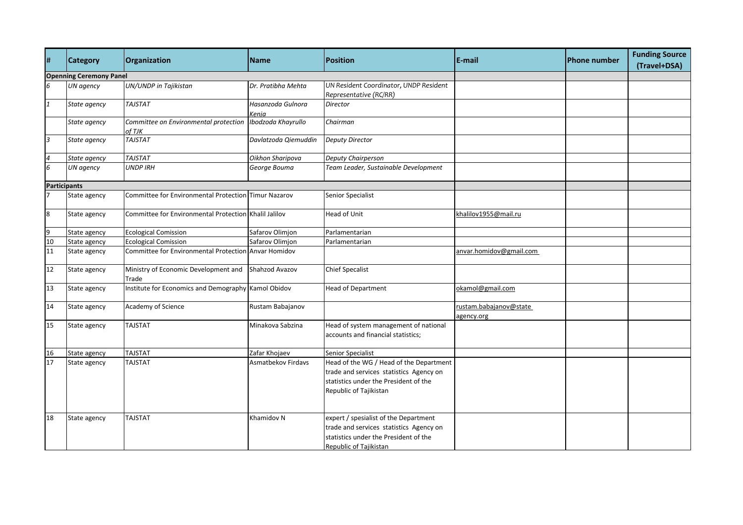| # | Category | Organization | Name | Position | E-mail | Phone number | Funding Source (Travel+DSA) |
|---|---|---|---|---|---|---|---|
| **Openning Ceremony Panel** | | | | | | | |
| *6* | *UN agency* | *UN/UNDP in Tajikistan* | *Dr. Pratibha Mehta* | *UN Resident Coordinator, UNDP Resident Representative (RC/RR)* | | | |
| *1* | *State agency* | *TAJSTAT* | *Hasanzoda Gulnora Kenja* | *Director* | | | |
| | *State agency* | *Committee on Environmental protection of TJK* | *Ibodzoda Khayrullo* | *Chairman* | | | |
| *3* | *State agency* | *TAJSTAT* | *Davlatzoda Qiemuddin* | *Deputy Director* | | | |
| *4* | *State agency* | *TAJSTAT* | *Oikhon Sharipova* | *Deputy Chairperson* | | | |
| *6* | *UN agency* | *UNDP IRH* | *George Bouma* | *Team Leader, Sustainable Development* | | | |
| **Participants** | | | | | | | |
| 7 | State agency | Committee for Environmental Protection | Timur Nazarov | Senior Specialist | | | |
| 8 | State agency | Committee for Environmental Protection | Khalil Jalilov | Head of Unit | khalilov1955@mail.ru | | |
| 9 | State agency | Ecological Comission | Safarov Olimjon | Parlamentarian | | | |
| 10 | State agency | Ecological Comission | Safarov Olimjon | Parlamentarian | | | |
| 11 | State agency | Committee for Environmental Protection | Anvar Homidov | | anvar.homidov@gmail.com | | |
| 12 | State agency | Ministry of Economic Development and Trade | Shahzod Avazov | Chief Specalist | | | |
| 13 | State agency | Institute for Economics and Demography | Kamol Obidov | Head of Department | okamol@gmail.com | | |
| 14 | State agency | Academy of Science | Rustam Babajanov | | rustam.babajanov@state agency.org | | |
| 15 | State agency | TAJSTAT | Minakova Sabzina | Head of system management of national accounts and financial statistics; | | | |
| 16 | State agency | TAJSTAT | Zafar Khojaev | Senior Specialist | | | |
| 17 | State agency | TAJSTAT | Asmatbekov Firdavs | Head of the WG / Head of the Department trade and services statistics Agency on statistics under the President of the Republic of Tajikistan | | | |
| 18 | State agency | TAJSTAT | Khamidov N | expert / spesialist of the Department trade and services statistics Agency on statistics under the President of the Republic of Tajikistan | | | |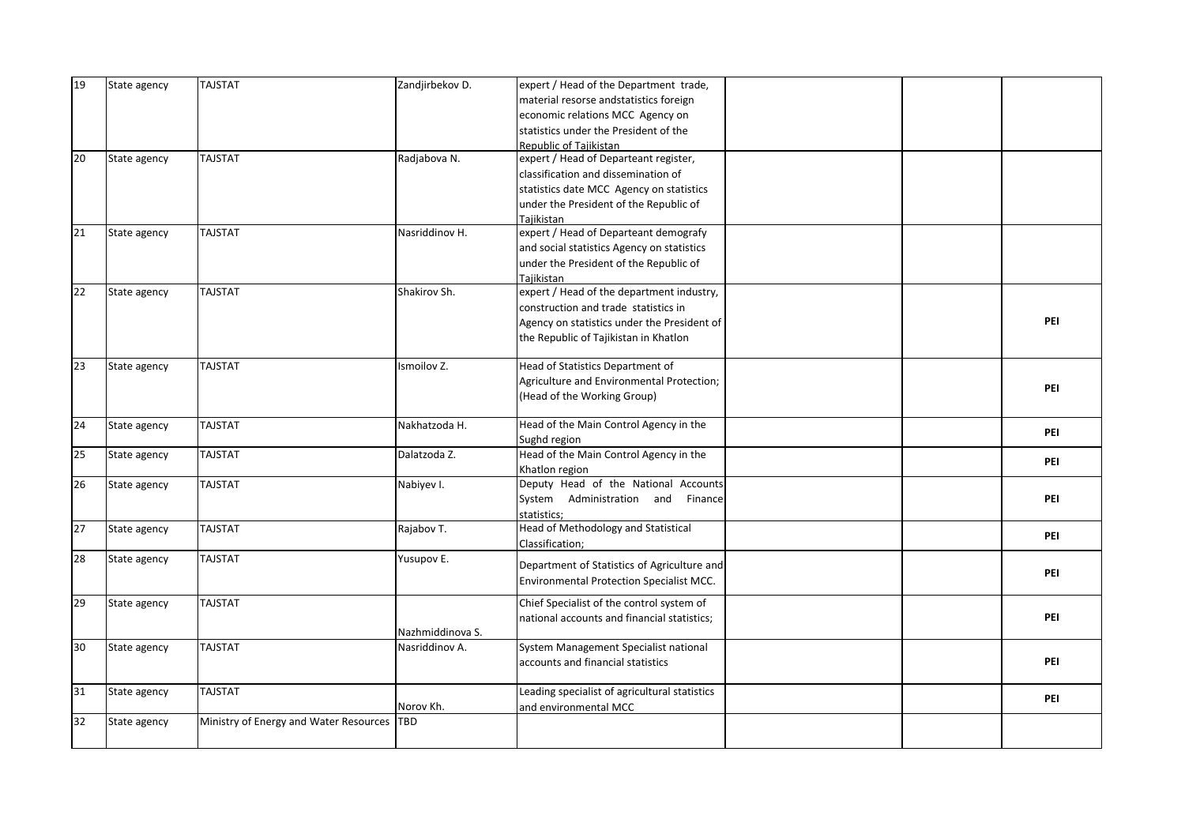| | | | | | | | |
|---|---|---|---|---|---|---|---|
| 19 | State agency | TAJSTAT | Zandjirbekov D. | expert / Head of the Department trade, material resorse andstatistics foreign economic relations MCC Agency on statistics under the President of the Republic of Tajikistan | | | |
| 20 | State agency | TAJSTAT | Radjabova N. | expert / Head of Departeant register, classification and dissemination of statistics date MCC Agency on statistics under the President of the Republic of Tajikistan | | | |
| 21 | State agency | TAJSTAT | Nasriddinov H. | expert / Head of Departeant demografy and social statistics Agency on statistics under the President of the Republic of Tajikistan | | | |
| 22 | State agency | TAJSTAT | Shakirov Sh. | expert / Head of the department industry, construction and trade statistics in Agency on statistics under the President of the Republic of Tajikistan in Khatlon | | | **PEI** |
| 23 | State agency | TAJSTAT | Ismoilov Z. | Head of Statistics Department of Agriculture and Environmental Protection; (Head of the Working Group) | | | **PEI** |
| 24 | State agency | TAJSTAT | Nakhatzoda H. | Head of the Main Control Agency in the Sughd region | | | **PEI** |
| 25 | State agency | TAJSTAT | Dalatzoda Z. | Head of the Main Control Agency in the Khatlon region | | | **PEI** |
| 26 | State agency | TAJSTAT | Nabiyev I. | Deputy Head of the National Accounts System Administration and Finance statistics; | | | **PEI** |
| 27 | State agency | TAJSTAT | Rajabov T. | Head of Methodology and Statistical Classification; | | | **PEI** |
| 28 | State agency | TAJSTAT | Yusupov E. | Department of Statistics of Agriculture and Environmental Protection Specialist MCC. | | | **PEI** |
| 29 | State agency | TAJSTAT | Nazhmiddinova S. | Chief Specialist of the control system of national accounts and financial statistics; | | | **PEI** |
| 30 | State agency | TAJSTAT | Nasriddinov A. | System Management Specialist national accounts and financial statistics | | | **PEI** |
| 31 | State agency | TAJSTAT | Norov Kh. | Leading specialist of agricultural statistics and environmental MCC | | | **PEI** |
| 32 | State agency | Ministry of Energy and Water Resources | TBD | | | | |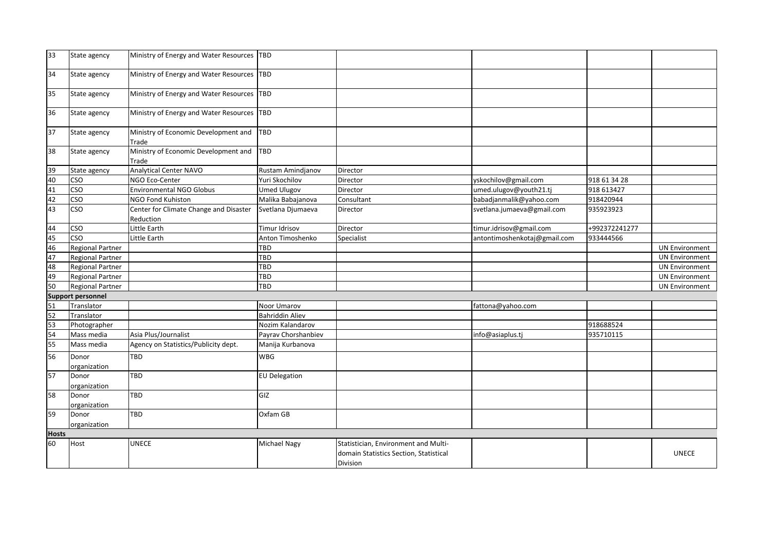| | | | | | | | |
|---|---|---|---|---|---|---|---|
| 33 | State agency | Ministry of Energy and Water Resources | TBD | | | | |
| 34 | State agency | Ministry of Energy and Water Resources | TBD | | | | |
| 35 | State agency | Ministry of Energy and Water Resources | TBD | | | | |
| 36 | State agency | Ministry of Energy and Water Resources | TBD | | | | |
| 37 | State agency | Ministry of Economic Development and Trade | TBD | | | | |
| 38 | State agency | Ministry of Economic Development and Trade | TBD | | | | |
| 39 | State agency | Analytical Center NAVO | Rustam Amindjanov | Director | | | |
| 40 | CSO | NGO Eco-Center | Yuri Skochilov | Director | yskochilov@gmail.com | 918 61 34 28 | |
| 41 | CSO | Environmental NGO Globus | Umed Ulugov | Director | umed.ulugov@youth21.tj | 918 613427 | |
| 42 | CSO | NGO Fond Kuhiston | Malika Babajanova | Consultant | babadjanmalik@yahoo.com | 918420944 | |
| 43 | CSO | Center for Climate Change and Disaster Reduction | Svetlana Djumaeva | Director | svetlana.jumaeva@gmail.com | 935923923 | |
| 44 | CSO | Little Earth | Timur Idrisov | Director | timur.idrisov@gmail.com | +992372241277 | |
| 45 | CSO | Little Earth | Anton Timoshenko | Specialist | antontimoshenkotaj@gmail.com | 933444566 | |
| 46 | Regional Partner | | TBD | | | | UN Environment |
| 47 | Regional Partner | | TBD | | | | UN Environment |
| 48 | Regional Partner | | TBD | | | | UN Environment |
| 49 | Regional Partner | | TBD | | | | UN Environment |
| 50 | Regional Partner | | TBD | | | | UN Environment |
| **Support personnel** | | | | | | | |
| 51 | Translator | | Noor Umarov | | fattona@yahoo.com | | |
| 52 | Translator | | Bahriddin Aliev | | | | |
| 53 | Photographer | | Nozim Kalandarov | | | 918688524 | |
| 54 | Mass media | Asia Plus/Journalist | Payrav Chorshanbiev | | info@asiaplus.tj | 935710115 | |
| 55 | Mass media | Agency on Statistics/Publicity dept. | Manija Kurbanova | | | | |
| 56 | Donor organization | TBD | WBG | | | | |
| 57 | Donor organization | TBD | EU Delegation | | | | |
| 58 | Donor organization | TBD | GIZ | | | | |
| 59 | Donor organization | TBD | Oxfam GB | | | | |
| **Hosts** | | | | | | | |
| 60 | Host | UNECE | Michael Nagy | Statistician, Environment and Multi-domain Statistics Section, Statistical Division | | | UNECE |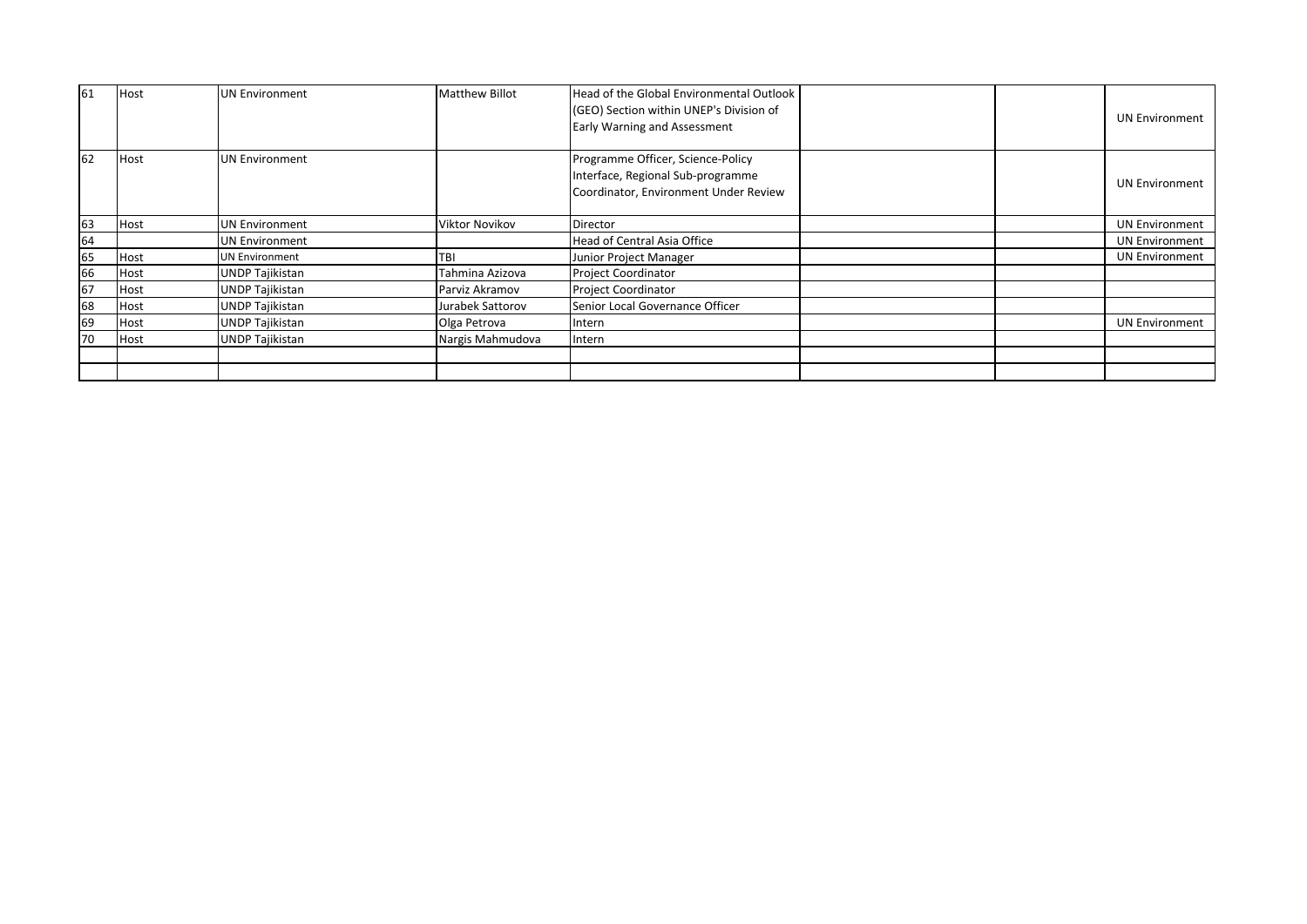| | | | | | | | |
|---|---|---|---|---|---|---|---|
| 61 | Host | UN Environment | Matthew Billot | Head of the Global Environmental Outlook (GEO) Section within UNEP's Division of Early Warning and Assessment | | | UN Environment |
| 62 | Host | UN Environment | | Programme Officer, Science-Policy Interface, Regional Sub-programme Coordinator, Environment Under Review | | | UN Environment |
| 63 | Host | UN Environment | Viktor Novikov | Director | | | UN Environment |
| 64 | | UN Environment | | Head of Central Asia Office | | | UN Environment |
| 65 | Host | UN Environment | TBI | Junior Project Manager | | | UN Environment |
| 66 | Host | UNDP Tajikistan | Tahmina Azizova | Project Coordinator | | | |
| 67 | Host | UNDP Tajikistan | Parviz Akramov | Project Coordinator | | | |
| 68 | Host | UNDP Tajikistan | Jurabek Sattorov | Senior Local Governance Officer | | | |
| 69 | Host | UNDP Tajikistan | Olga Petrova | Intern | | | UN Environment |
| 70 | Host | UNDP Tajikistan | Nargis Mahmudova | Intern | | | |
| | | | | | | | |
| | | | | | | | |